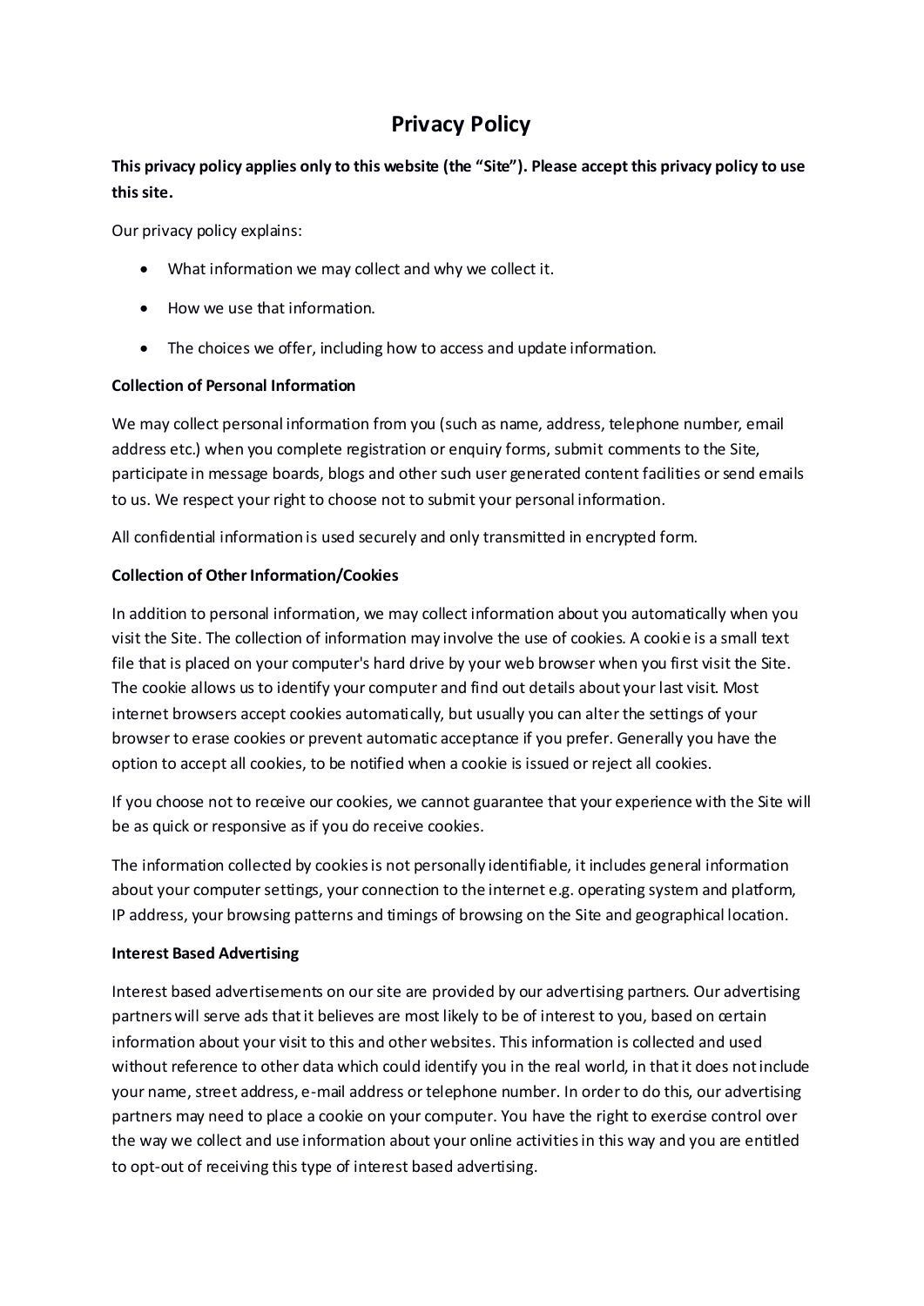# Privacy Policy

**This privacy policy applies only to this website (the "Site"). Please accept this privacy policy to use this site.**

Our privacy policy explains:

- What information we may collect and why we collect it.
- How we use that information.
- The choices we offer, including how to access and update information.

**Collection of Personal Information**

We may collect personal information from you (such as name, address, telephone number, email address etc.) when you complete registration or enquiry forms, submit comments to the Site, participate in message boards, blogs and other such user generated content facilities or send emails to us. We respect your right to choose not to submit your personal information.

All confidential information is used securely and only transmitted in encrypted form.

**Collection of Other Information/Cookies**

In addition to personal information, we may collect information about you automatically when you visit the Site. The collection of information may involve the use of cookies. A cookie is a small text file that is placed on your computer's hard drive by your web browser when you first visit the Site. The cookie allows us to identify your computer and find out details about your last visit. Most internet browsers accept cookies automatically, but usually you can alter the settings of your browser to erase cookies or prevent automatic acceptance if you prefer. Generally you have the option to accept all cookies, to be notified when a cookie is issued or reject all cookies.

If you choose not to receive our cookies, we cannot guarantee that your experience with the Site will be as quick or responsive as if you do receive cookies.

The information collected by cookies is not personally identifiable, it includes general information about your computer settings, your connection to the internet e.g. operating system and platform, IP address, your browsing patterns and timings of browsing on the Site and geographical location.

**Interest Based Advertising**

Interest based advertisements on our site are provided by our advertising partners. Our advertising partners will serve ads that it believes are most likely to be of interest to you, based on certain information about your visit to this and other websites. This information is collected and used without reference to other data which could identify you in the real world, in that it does not include your name, street address, e-mail address or telephone number. In order to do this, our advertising partners may need to place a cookie on your computer. You have the right to exercise control over the way we collect and use information about your online activities in this way and you are entitled to opt-out of receiving this type of interest based advertising.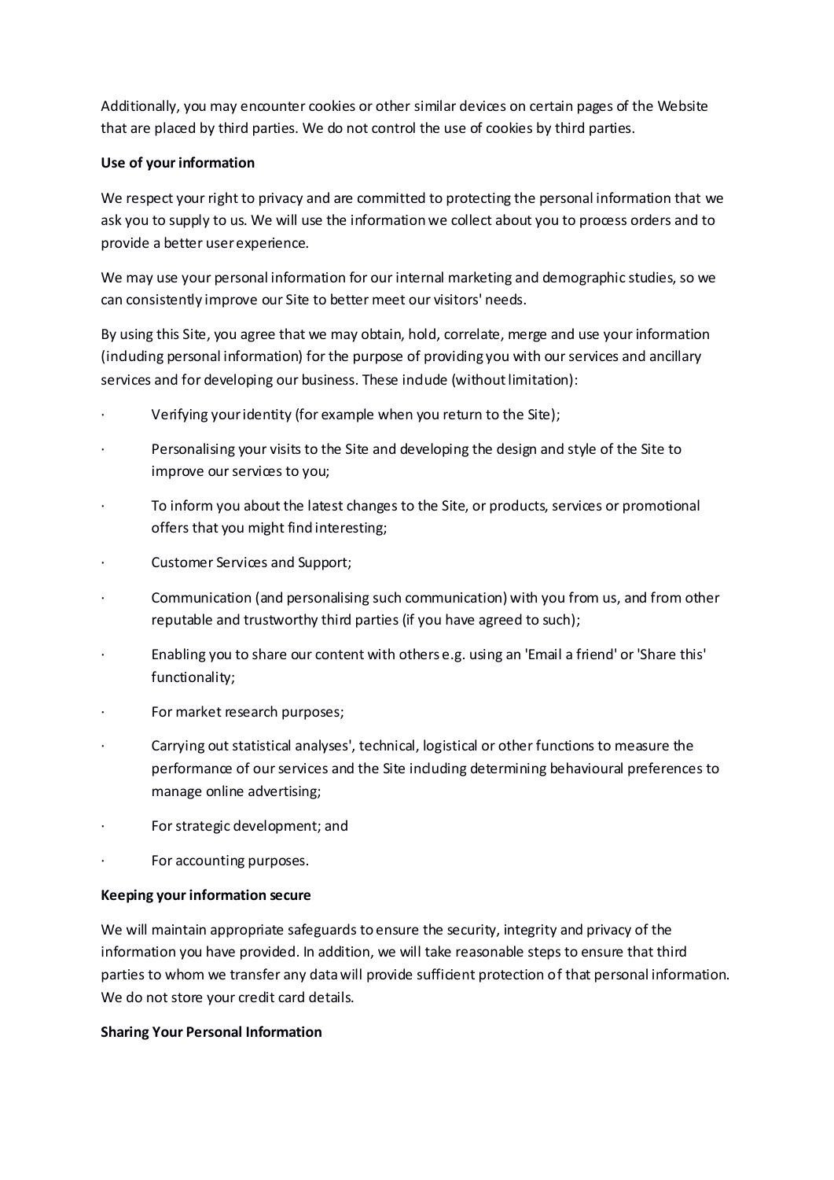Additionally, you may encounter cookies or other similar devices on certain pages of the Website that are placed by third parties. We do not control the use of cookies by third parties.

**Use of your information**

We respect your right to privacy and are committed to protecting the personal information that we ask you to supply to us. We will use the information we collect about you to process orders and to provide a better user experience.

We may use your personal information for our internal marketing and demographic studies, so we can consistently improve our Site to better meet our visitors' needs.

By using this Site, you agree that we may obtain, hold, correlate, merge and use your information (including personal information) for the purpose of providing you with our services and ancillary services and for developing our business. These include (without limitation):

- Verifying your identity (for example when you return to the Site);
- Personalising your visits to the Site and developing the design and style of the Site to improve our services to you;
- To inform you about the latest changes to the Site, or products, services or promotional offers that you might find interesting;
- Customer Services and Support;
- Communication (and personalising such communication) with you from us, and from other reputable and trustworthy third parties (if you have agreed to such);
- Enabling you to share our content with others e.g. using an 'Email a friend' or 'Share this' functionality;
- For market research purposes;
- Carrying out statistical analyses', technical, logistical or other functions to measure the performance of our services and the Site including determining behavioural preferences to manage online advertising;
- For strategic development; and
- For accounting purposes.

**Keeping your information secure**

We will maintain appropriate safeguards to ensure the security, integrity and privacy of the information you have provided. In addition, we will take reasonable steps to ensure that third parties to whom we transfer any data will provide sufficient protection of that personal information. We do not store your credit card details.

**Sharing Your Personal Information**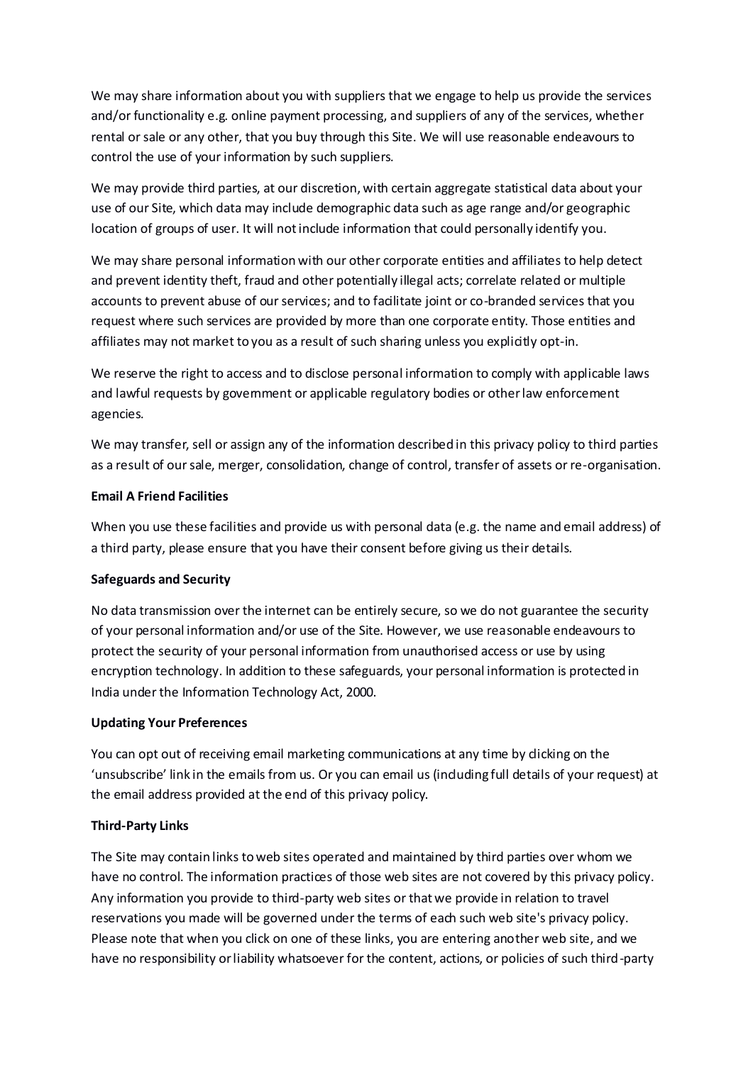We may share information about you with suppliers that we engage to help us provide the services and/or functionality e.g. online payment processing, and suppliers of any of the services, whether rental or sale or any other, that you buy through this Site. We will use reasonable endeavours to control the use of your information by such suppliers.

We may provide third parties, at our discretion, with certain aggregate statistical data about your use of our Site, which data may include demographic data such as age range and/or geographic location of groups of user. It will not include information that could personally identify you.

We may share personal information with our other corporate entities and affiliates to help detect and prevent identity theft, fraud and other potentially illegal acts; correlate related or multiple accounts to prevent abuse of our services; and to facilitate joint or co-branded services that you request where such services are provided by more than one corporate entity. Those entities and affiliates may not market to you as a result of such sharing unless you explicitly opt-in.

We reserve the right to access and to disclose personal information to comply with applicable laws and lawful requests by government or applicable regulatory bodies or other law enforcement agencies.

We may transfer, sell or assign any of the information described in this privacy policy to third parties as a result of our sale, merger, consolidation, change of control, transfer of assets or re-organisation.

**Email A Friend Facilities**

When you use these facilities and provide us with personal data (e.g. the name and email address) of a third party, please ensure that you have their consent before giving us their details.

**Safeguards and Security**

No data transmission over the internet can be entirely secure, so we do not guarantee the security of your personal information and/or use of the Site. However, we use reasonable endeavours to protect the security of your personal information from unauthorised access or use by using encryption technology. In addition to these safeguards, your personal information is protected in India under the Information Technology Act, 2000.

**Updating Your Preferences**

You can opt out of receiving email marketing communications at any time by clicking on the 'unsubscribe' link in the emails from us. Or you can email us (including full details of your request) at the email address provided at the end of this privacy policy.

**Third-Party Links**

The Site may contain links to web sites operated and maintained by third parties over whom we have no control. The information practices of those web sites are not covered by this privacy policy. Any information you provide to third-party web sites or that we provide in relation to travel reservations you made will be governed under the terms of each such web site's privacy policy. Please note that when you click on one of these links, you are entering another web site, and we have no responsibility or liability whatsoever for the content, actions, or policies of such third-party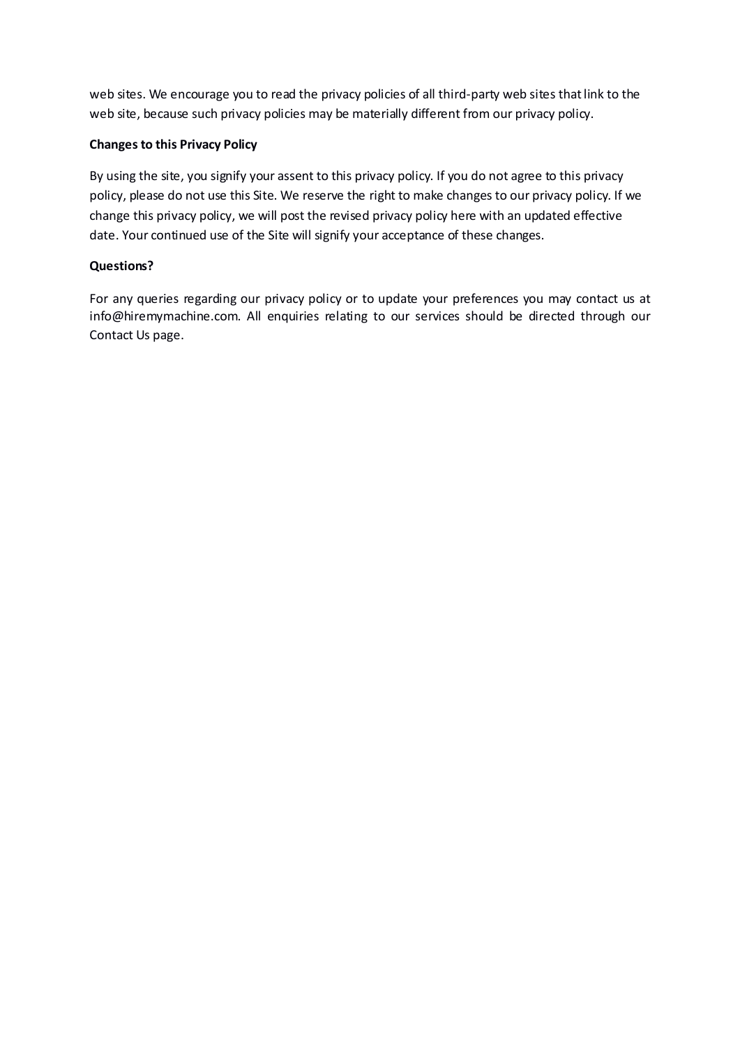web sites. We encourage you to read the privacy policies of all third-party web sites that link to the web site, because such privacy policies may be materially different from our privacy policy.

**Changes to this Privacy Policy**

By using the site, you signify your assent to this privacy policy. If you do not agree to this privacy policy, please do not use this Site. We reserve the right to make changes to our privacy policy. If we change this privacy policy, we will post the revised privacy policy here with an updated effective date. Your continued use of the Site will signify your acceptance of these changes.

**Questions?**

For any queries regarding our privacy policy or to update your preferences you may contact us at info@hiremymachine.com. All enquiries relating to our services should be directed through our Contact Us page.